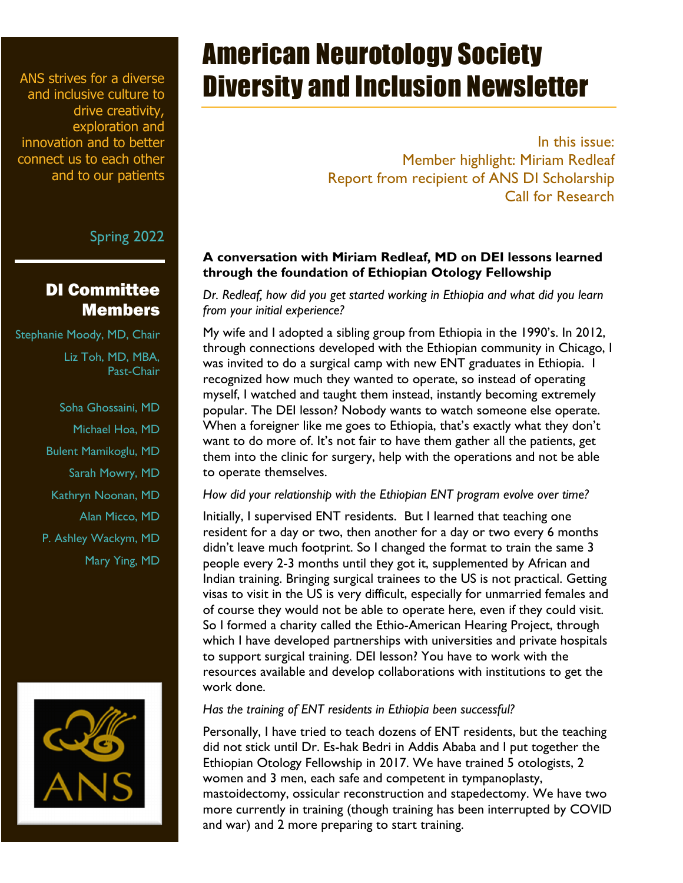# American Neurotology Society Diversity and Inclusion Newsletter

ANS strives for a diverse and inclusive culture to drive creativity, exploration and innovation and to better connect us to each other and to our patients

Spring 2022

## DI Committee Members

Stephanie Moody, MD, Chair

Liz Toh, MD, MBA, Past-Chair

Soha Ghossaini, MD

Michael Hoa, MD

Bulent Mamikoglu, MD

Sarah Mowry, MD

Kathryn Noonan, MD

Alan Micco, MD

P. Ashley Wackym, MD

Mary Ying, MD

In this issue:
Member highlight: Miriam Redleaf
Report from recipient of ANS DI Scholarship
Call for Research

### A conversation with Miriam Redleaf, MD on DEI lessons learned through the foundation of Ethiopian Otology Fellowship

*Dr. Redleaf, how did you get started working in Ethiopia and what did you learn from your initial experience?*

My wife and I adopted a sibling group from Ethiopia in the 1990's. In 2012, through connections developed with the Ethiopian community in Chicago, I was invited to do a surgical camp with new ENT graduates in Ethiopia. I recognized how much they wanted to operate, so instead of operating myself, I watched and taught them instead, instantly becoming extremely popular. The DEI lesson? Nobody wants to watch someone else operate. When a foreigner like me goes to Ethiopia, that's exactly what they don't want to do more of. It's not fair to have them gather all the patients, get them into the clinic for surgery, help with the operations and not be able to operate themselves.

*How did your relationship with the Ethiopian ENT program evolve over time?*

Initially, I supervised ENT residents. But I learned that teaching one resident for a day or two, then another for a day or two every 6 months didn't leave much footprint. So I changed the format to train the same 3 people every 2-3 months until they got it, supplemented by African and Indian training. Bringing surgical trainees to the US is not practical. Getting visas to visit in the US is very difficult, especially for unmarried females and of course they would not be able to operate here, even if they could visit. So I formed a charity called the Ethio-American Hearing Project, through which I have developed partnerships with universities and private hospitals to support surgical training. DEI lesson? You have to work with the resources available and develop collaborations with institutions to get the work done.

*Has the training of ENT residents in Ethiopia been successful?*

Personally, I have tried to teach dozens of ENT residents, but the teaching did not stick until Dr. Es-hak Bedri in Addis Ababa and I put together the Ethiopian Otology Fellowship in 2017. We have trained 5 otologists, 2 women and 3 men, each safe and competent in tympanoplasty, mastoidectomy, ossicular reconstruction and stapedectomy. We have two more currently in training (though training has been interrupted by COVID and war) and 2 more preparing to start training.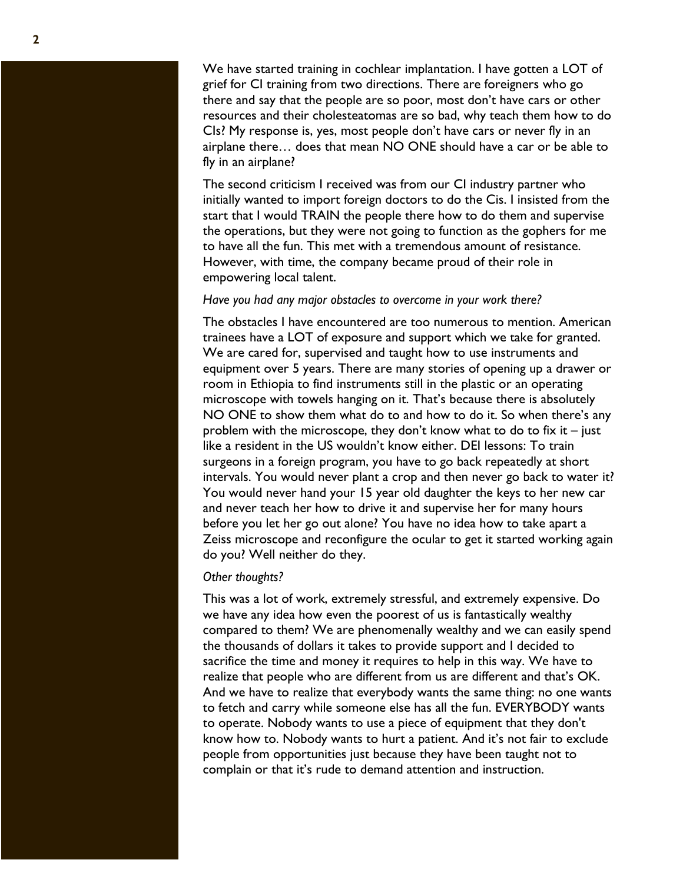We have started training in cochlear implantation. I have gotten a LOT of grief for CI training from two directions. There are foreigners who go there and say that the people are so poor, most don't have cars or other resources and their cholesteatomas are so bad, why teach them how to do CIs? My response is, yes, most people don't have cars or never fly in an airplane there… does that mean NO ONE should have a car or be able to fly in an airplane?

The second criticism I received was from our CI industry partner who initially wanted to import foreign doctors to do the Cis. I insisted from the start that I would TRAIN the people there how to do them and supervise the operations, but they were not going to function as the gophers for me to have all the fun. This met with a tremendous amount of resistance. However, with time, the company became proud of their role in empowering local talent.

*Have you had any major obstacles to overcome in your work there?*

The obstacles I have encountered are too numerous to mention. American trainees have a LOT of exposure and support which we take for granted. We are cared for, supervised and taught how to use instruments and equipment over 5 years. There are many stories of opening up a drawer or room in Ethiopia to find instruments still in the plastic or an operating microscope with towels hanging on it. That's because there is absolutely NO ONE to show them what do to and how to do it. So when there's any problem with the microscope, they don't know what to do to fix it – just like a resident in the US wouldn't know either. DEI lessons: To train surgeons in a foreign program, you have to go back repeatedly at short intervals. You would never plant a crop and then never go back to water it? You would never hand your 15 year old daughter the keys to her new car and never teach her how to drive it and supervise her for many hours before you let her go out alone? You have no idea how to take apart a Zeiss microscope and reconfigure the ocular to get it started working again do you? Well neither do they.

*Other thoughts?*

This was a lot of work, extremely stressful, and extremely expensive. Do we have any idea how even the poorest of us is fantastically wealthy compared to them? We are phenomenally wealthy and we can easily spend the thousands of dollars it takes to provide support and I decided to sacrifice the time and money it requires to help in this way. We have to realize that people who are different from us are different and that's OK. And we have to realize that everybody wants the same thing: no one wants to fetch and carry while someone else has all the fun. EVERYBODY wants to operate. Nobody wants to use a piece of equipment that they don't know how to. Nobody wants to hurt a patient. And it's not fair to exclude people from opportunities just because they have been taught not to complain or that it's rude to demand attention and instruction.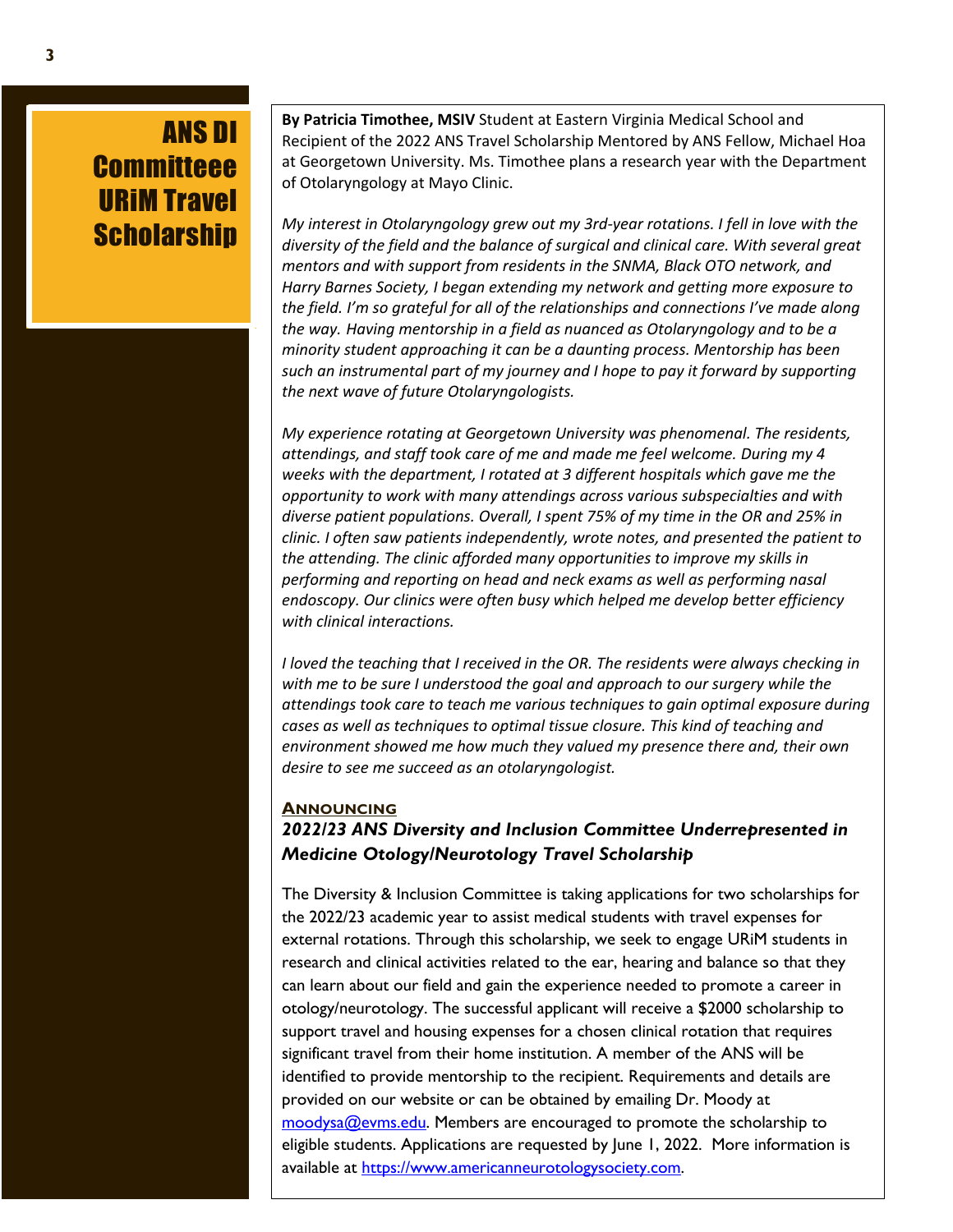# ANS DI Committeee URiM Travel Scholarship

**By Patricia Timothee, MSIV** Student at Eastern Virginia Medical School and Recipient of the 2022 ANS Travel Scholarship Mentored by ANS Fellow, Michael Hoa at Georgetown University. Ms. Timothee plans a research year with the Department of Otolaryngology at Mayo Clinic.

*My interest in Otolaryngology grew out my 3rd-year rotations. I fell in love with the diversity of the field and the balance of surgical and clinical care. With several great mentors and with support from residents in the SNMA, Black OTO network, and Harry Barnes Society, I began extending my network and getting more exposure to the field. I'm so grateful for all of the relationships and connections I've made along the way. Having mentorship in a field as nuanced as Otolaryngology and to be a minority student approaching it can be a daunting process. Mentorship has been such an instrumental part of my journey and I hope to pay it forward by supporting the next wave of future Otolaryngologists.*

*My experience rotating at Georgetown University was phenomenal. The residents, attendings, and staff took care of me and made me feel welcome. During my 4 weeks with the department, I rotated at 3 different hospitals which gave me the opportunity to work with many attendings across various subspecialties and with diverse patient populations. Overall, I spent 75% of my time in the OR and 25% in clinic. I often saw patients independently, wrote notes, and presented the patient to the attending. The clinic afforded many opportunities to improve my skills in performing and reporting on head and neck exams as well as performing nasal endoscopy. Our clinics were often busy which helped me develop better efficiency with clinical interactions.*

*I loved the teaching that I received in the OR. The residents were always checking in with me to be sure I understood the goal and approach to our surgery while the attendings took care to teach me various techniques to gain optimal exposure during cases as well as techniques to optimal tissue closure. This kind of teaching and environment showed me how much they valued my presence there and, their own desire to see me succeed as an otolaryngologist.*

**ANNOUNCING**

***2022/23 ANS Diversity and Inclusion Committee Underrepresented in Medicine Otology/Neurotology Travel Scholarship***

The Diversity & Inclusion Committee is taking applications for two scholarships for the 2022/23 academic year to assist medical students with travel expenses for external rotations. Through this scholarship, we seek to engage URiM students in research and clinical activities related to the ear, hearing and balance so that they can learn about our field and gain the experience needed to promote a career in otology/neurotology. The successful applicant will receive a $2000 scholarship to support travel and housing expenses for a chosen clinical rotation that requires significant travel from their home institution. A member of the ANS will be identified to provide mentorship to the recipient. Requirements and details are provided on our website or can be obtained by emailing Dr. Moody at moodysa@evms.edu. Members are encouraged to promote the scholarship to eligible students. Applications are requested by June 1, 2022. More information is available at https://www.americanneurotologysociety.com.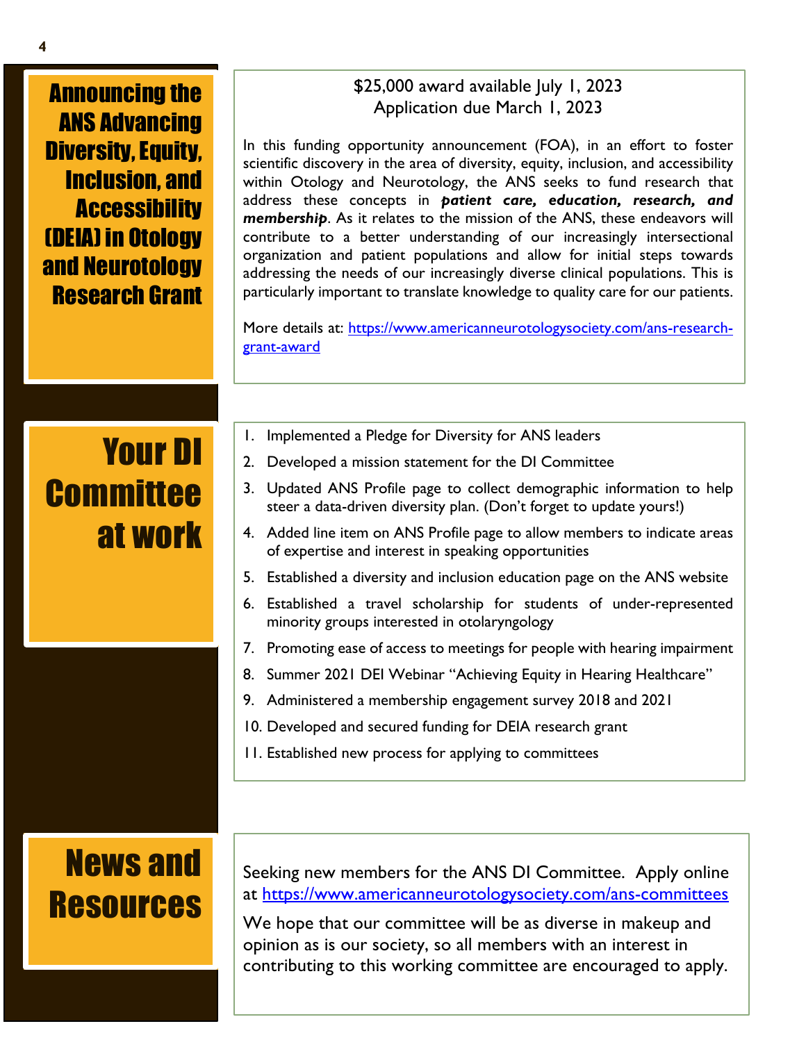## Announcing the ANS Advancing Diversity, Equity, Inclusion, and Accessibility (DEIA) in Otology and Neurotology Research Grant

$25,000 award available July 1, 2023
Application due March 1, 2023

In this funding opportunity announcement (FOA), in an effort to foster scientific discovery in the area of diversity, equity, inclusion, and accessibility within Otology and Neurotology, the ANS seeks to fund research that address these concepts in ***patient care, education, research, and membership***. As it relates to the mission of the ANS, these endeavors will contribute to a better understanding of our increasingly intersectional organization and patient populations and allow for initial steps towards addressing the needs of our increasingly diverse clinical populations. This is particularly important to translate knowledge to quality care for our patients.

More details at: https://www.americanneurotologysociety.com/ans-research-grant-award

## Your DI Committee at work

1. Implemented a Pledge for Diversity for ANS leaders
2. Developed a mission statement for the DI Committee
3. Updated ANS Profile page to collect demographic information to help steer a data-driven diversity plan. (Don't forget to update yours!)
4. Added line item on ANS Profile page to allow members to indicate areas of expertise and interest in speaking opportunities
5. Established a diversity and inclusion education page on the ANS website
6. Established a travel scholarship for students of under-represented minority groups interested in otolaryngology
7. Promoting ease of access to meetings for people with hearing impairment
8. Summer 2021 DEI Webinar "Achieving Equity in Hearing Healthcare"
9. Administered a membership engagement survey 2018 and 2021
10. Developed and secured funding for DEIA research grant
11. Established new process for applying to committees

## News and Resources

Seeking new members for the ANS DI Committee. Apply online at https://www.americanneurotologysociety.com/ans-committees

We hope that our committee will be as diverse in makeup and opinion as is our society, so all members with an interest in contributing to this working committee are encouraged to apply.